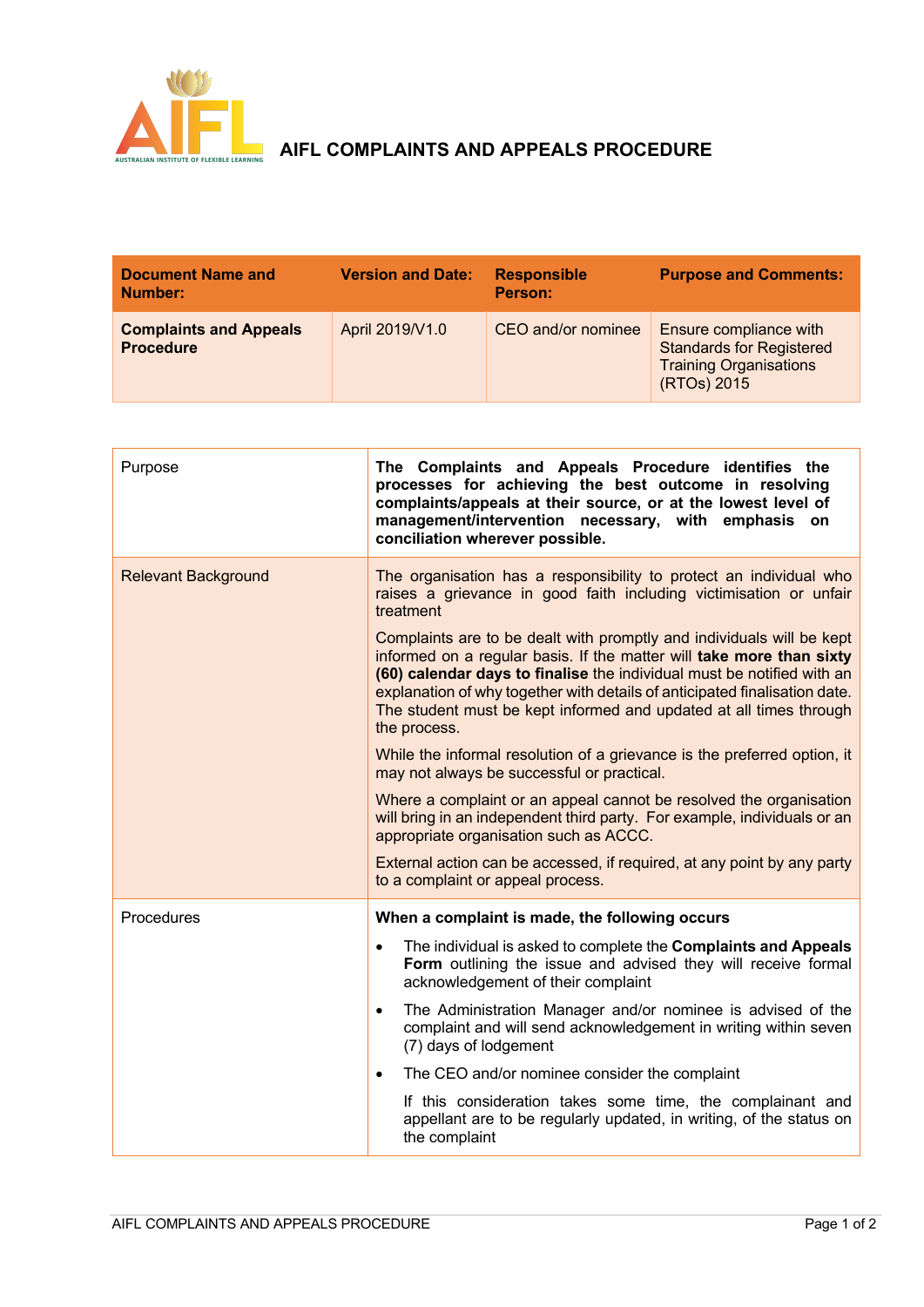# AIFL COMPLAINTS AND APPEALS PROCEDURE

| **Document Name and Number:** | **Version and Date:** | **Responsible Person:** | **Purpose and Comments:** |
|---|---|---|---|
| **Complaints and Appeals Procedure** | April 2019/V1.0 | CEO and/or nominee | Ensure compliance with Standards for Registered Training Organisations (RTOs) 2015 |

| | |
|---|---|
| Purpose | **The Complaints and Appeals Procedure identifies the processes for achieving the best outcome in resolving complaints/appeals at their source, or at the lowest level of management/intervention necessary, with emphasis on conciliation wherever possible.** |
| Relevant Background | The organisation has a responsibility to protect an individual who raises a grievance in good faith including victimisation or unfair treatment<br><br>Complaints are to be dealt with promptly and individuals will be kept informed on a regular basis. If the matter will **take more than sixty (60) calendar days to finalise** the individual must be notified with an explanation of why together with details of anticipated finalisation date. The student must be kept informed and updated at all times through the process.<br><br>While the informal resolution of a grievance is the preferred option, it may not always be successful or practical.<br><br>Where a complaint or an appeal cannot be resolved the organisation will bring in an independent third party. For example, individuals or an appropriate organisation such as ACCC.<br><br>External action can be accessed, if required, at any point by any party to a complaint or appeal process. |
| Procedures | **When a complaint is made, the following occurs**<br><br>• The individual is asked to complete the **Complaints and Appeals Form** outlining the issue and advised they will receive formal acknowledgement of their complaint<br><br>• The Administration Manager and/or nominee is advised of the complaint and will send acknowledgement in writing within seven (7) days of lodgement<br><br>• The CEO and/or nominee consider the complaint<br><br>If this consideration takes some time, the complainant and appellant are to be regularly updated, in writing, of the status on the complaint |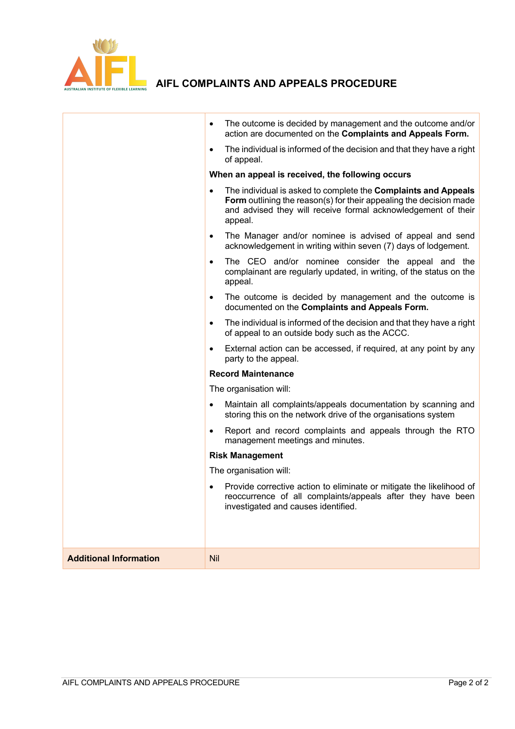| | |
|---|---|
| | • The outcome is decided by management and the outcome and/or action are documented on the **Complaints and Appeals Form.**<br>• The individual is informed of the decision and that they have a right of appeal.<br>**When an appeal is received, the following occurs**<br>• The individual is asked to complete the **Complaints and Appeals Form** outlining the reason(s) for their appealing the decision made and advised they will receive formal acknowledgement of their appeal.<br>• The Manager and/or nominee is advised of appeal and send acknowledgement in writing within seven (7) days of lodgement.<br>• The CEO and/or nominee consider the appeal and the complainant are regularly updated, in writing, of the status on the appeal.<br>• The outcome is decided by management and the outcome is documented on the **Complaints and Appeals Form.**<br>• The individual is informed of the decision and that they have a right of appeal to an outside body such as the ACCC.<br>• External action can be accessed, if required, at any point by any party to the appeal.<br>**Record Maintenance**<br>The organisation will:<br>• Maintain all complaints/appeals documentation by scanning and storing this on the network drive of the organisations system<br>• Report and record complaints and appeals through the RTO management meetings and minutes.<br>**Risk Management**<br>The organisation will:<br>• Provide corrective action to eliminate or mitigate the likelihood of reoccurrence of all complaints/appeals after they have been investigated and causes identified. |
| **Additional Information** | Nil |